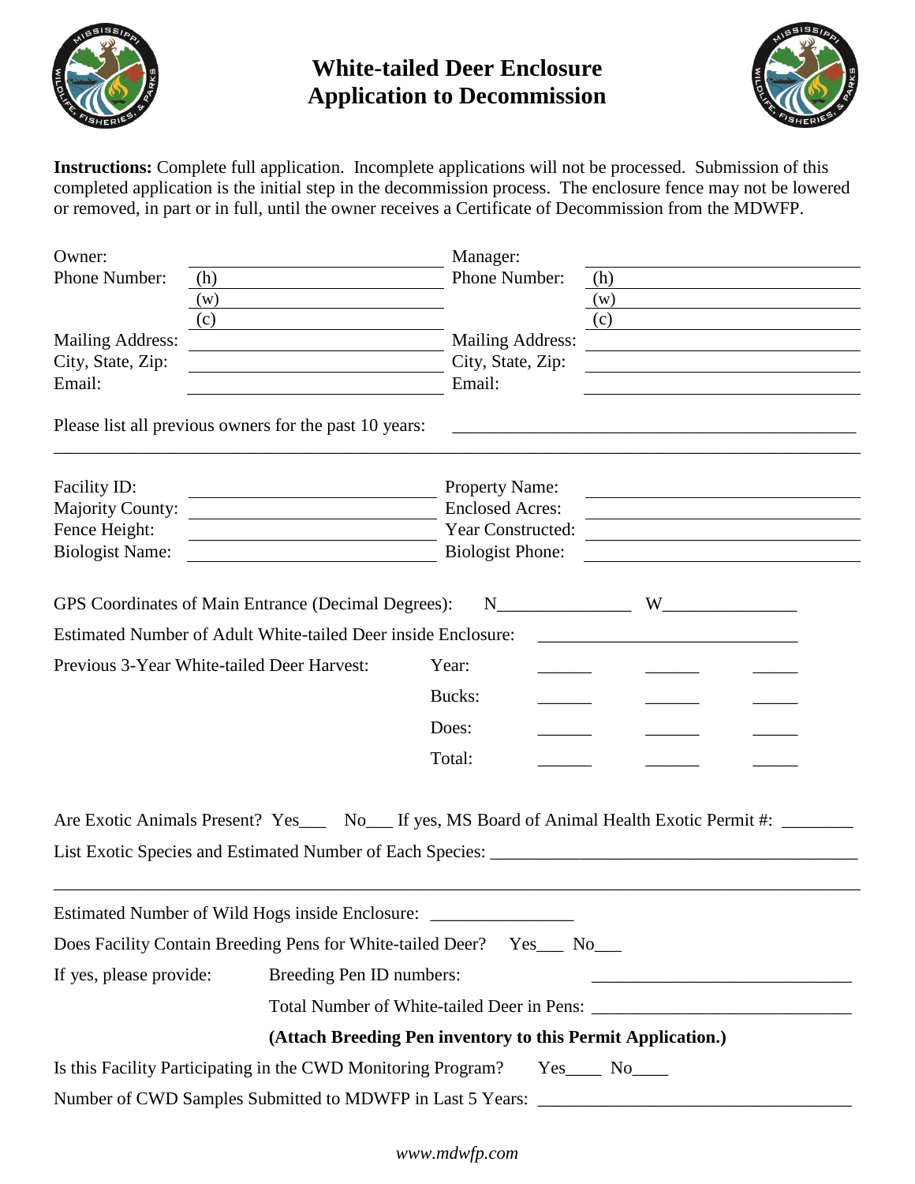# White-tailed Deer Enclosure Application to Decommission

**Instructions:** Complete full application. Incomplete applications will not be processed. Submission of this completed application is the initial step in the decommission process. The enclosure fence may not be lowered or removed, in part or in full, until the owner receives a Certificate of Decommission from the MDWFP.

| | | | |
|---|---|---|---|
| Owner: | | Manager: | |
| Phone Number: | (h) | Phone Number: | (h) |
| | (w) | | (w) |
| | (c) | | (c) |
| Mailing Address: | | Mailing Address: | |
| City, State, Zip: | | City, State, Zip: | |
| Email: | | Email: | |

Please list all previous owners for the past 10 years: ______________________________

______________________________________________________________

| | | | |
|---|---|---|---|
| Facility ID: | | Property Name: | |
| Majority County: | | Enclosed Acres: | |
| Fence Height: | | Year Constructed: | |
| Biologist Name: | | Biologist Phone: | |

GPS Coordinates of Main Entrance (Decimal Degrees): N______________ W______________

Estimated Number of Adult White-tailed Deer inside Enclosure: ______________________________

Previous 3-Year White-tailed Deer Harvest:

| | | | |
|---|---|---|---|
| Year: | ______ | ______ | ______ |
| Bucks: | ______ | ______ | ______ |
| Does: | ______ | ______ | ______ |
| Total: | ______ | ______ | ______ |

Are Exotic Animals Present? Yes___ No___ If yes, MS Board of Animal Health Exotic Permit #: ________

List Exotic Species and Estimated Number of Each Species: ______________________________

______________________________________________________________

Estimated Number of Wild Hogs inside Enclosure: ________________

Does Facility Contain Breeding Pens for White-tailed Deer? Yes___ No___

If yes, please provide: Breeding Pen ID numbers: ______________________________

Total Number of White-tailed Deer in Pens: ______________________________

**(Attach Breeding Pen inventory to this Permit Application.)**

Is this Facility Participating in the CWD Monitoring Program? Yes____ No____

Number of CWD Samples Submitted to MDWFP in Last 5 Years: ______________________________

*www.mdwfp.com*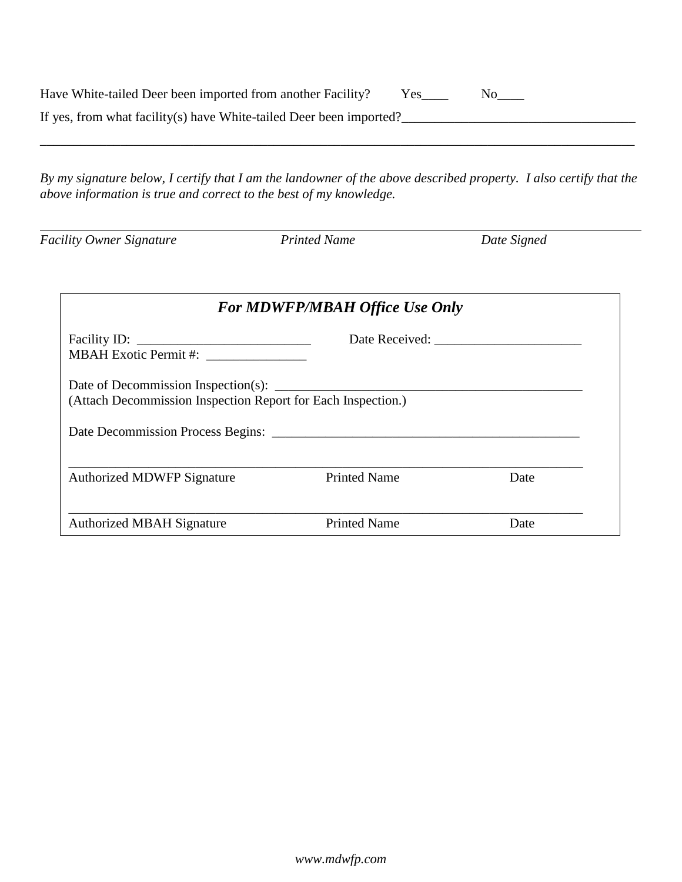Have White-tailed Deer been imported from another Facility? Yes____ No____

If yes, from what facility(s) have White-tailed Deer been imported?___________________________________

_____________________________________________________________________________________________

*By my signature below, I certify that I am the landowner of the above described property. I also certify that the above information is true and correct to the best of my knowledge.*

_____________________________________________________________________________________________

*Facility Owner Signature* *Printed Name* *Date Signed*

***For MDWFP/MBAH Office Use Only***

Facility ID: __________________________ Date Received: ______________________

MBAH Exotic Permit #: _______________

Date of Decommission Inspection(s): _______________________________________________

(Attach Decommission Inspection Report for Each Inspection.)

Date Decommission Process Begins: _______________________________________________

_____________________________________________________________________________

Authorized MDWFP Signature Printed Name Date

_____________________________________________________________________________

Authorized MBAH Signature Printed Name Date

*www.mdwfp.com*